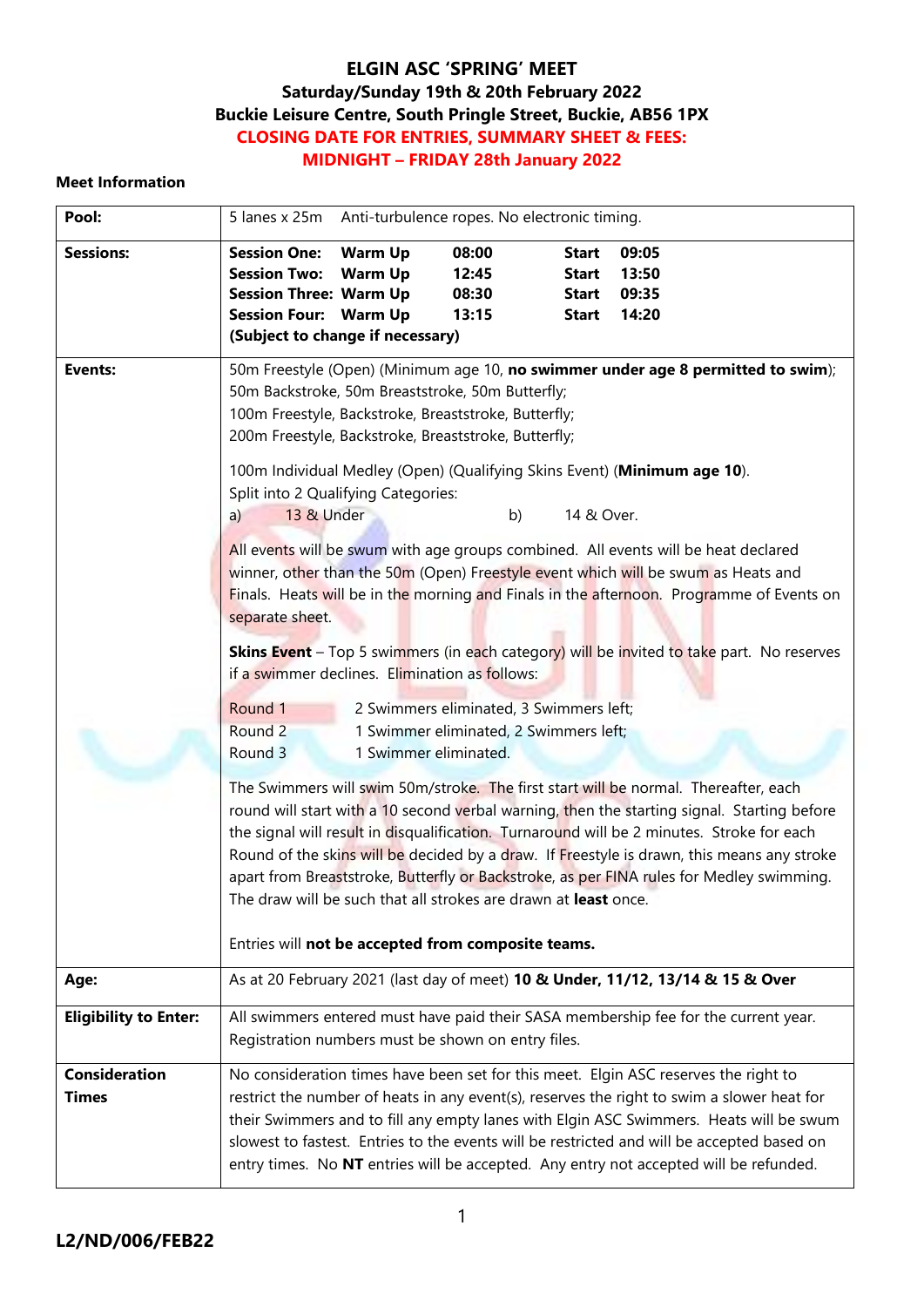# ELGIN ASC 'SPRING' MEET

**Saturday/Sunday 19th & 20th February 2022**

**Buckie Leisure Centre, South Pringle Street, Buckie, AB56 1PX**

**CLOSING DATE FOR ENTRIES, SUMMARY SHEET & FEES:**

**MIDNIGHT – FRIDAY 28th January 2022**

**Meet Information**

| | |
|---|---|
| **Pool:** | 5 lanes x 25m Anti-turbulence ropes. No electronic timing. |
| **Sessions:** | **Session One: Warm Up 08:00 Start 09:05**<br>**Session Two: Warm Up 12:45 Start 13:50**<br>**Session Three: Warm Up 08:30 Start 09:35**<br>**Session Four: Warm Up 13:15 Start 14:20**<br>**(Subject to change if necessary)** |
| **Events:** | 50m Freestyle (Open) (Minimum age 10, **no swimmer under age 8 permitted to swim**);<br>50m Backstroke, 50m Breaststroke, 50m Butterfly;<br>100m Freestyle, Backstroke, Breaststroke, Butterfly;<br>200m Freestyle, Backstroke, Breaststroke, Butterfly;<br><br>100m Individual Medley (Open) (Qualifying Skins Event) (**Minimum age 10**).<br>Split into 2 Qualifying Categories:<br>a) 13 & Under b) 14 & Over.<br><br>All events will be swum with age groups combined. All events will be heat declared winner, other than the 50m (Open) Freestyle event which will be swum as Heats and Finals. Heats will be in the morning and Finals in the afternoon. Programme of Events on separate sheet.<br><br>**Skins Event** – Top 5 swimmers (in each category) will be invited to take part. No reserves if a swimmer declines. Elimination as follows:<br><br>Round 1 2 Swimmers eliminated, 3 Swimmers left;<br>Round 2 1 Swimmer eliminated, 2 Swimmers left;<br>Round 3 1 Swimmer eliminated.<br><br>The Swimmers will swim 50m/stroke. The first start will be normal. Thereafter, each round will start with a 10 second verbal warning, then the starting signal. Starting before the signal will result in disqualification. Turnaround will be 2 minutes. Stroke for each Round of the skins will be decided by a draw. If Freestyle is drawn, this means any stroke apart from Breaststroke, Butterfly or Backstroke, as per FINA rules for Medley swimming. The draw will be such that all strokes are drawn at **least** once.<br><br>Entries will **not be accepted from composite teams.** |
| **Age:** | As at 20 February 2021 (last day of meet) **10 & Under, 11/12, 13/14 & 15 & Over** |
| **Eligibility to Enter:** | All swimmers entered must have paid their SASA membership fee for the current year. Registration numbers must be shown on entry files. |
| **Consideration Times** | No consideration times have been set for this meet. Elgin ASC reserves the right to restrict the number of heats in any event(s), reserves the right to swim a slower heat for their Swimmers and to fill any empty lanes with Elgin ASC Swimmers. Heats will be swum slowest to fastest. Entries to the events will be restricted and will be accepted based on entry times. No **NT** entries will be accepted. Any entry not accepted will be refunded. |

**L2/ND/006/FEB22**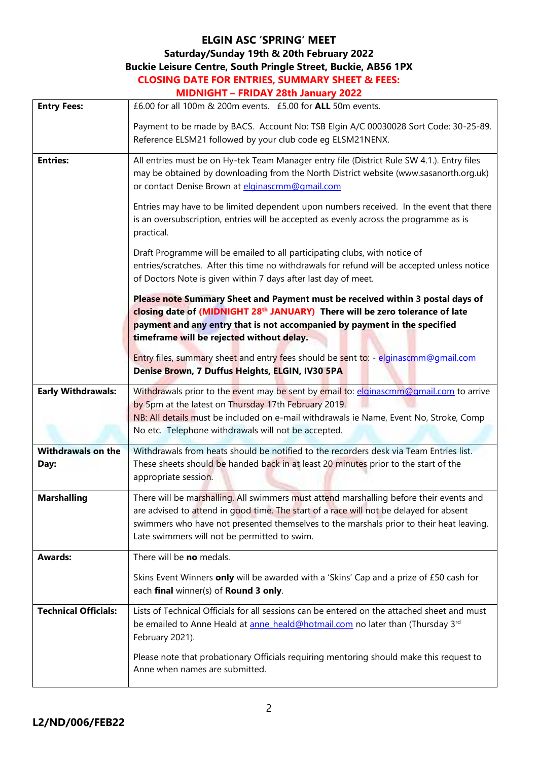**ELGIN ASC 'SPRING' MEET**
**Saturday/Sunday 19th & 20th February 2022**
**Buckie Leisure Centre, South Pringle Street, Buckie, AB56 1PX**
**CLOSING DATE FOR ENTRIES, SUMMARY SHEET & FEES:**
**MIDNIGHT – FRIDAY 28th January 2022**

| | |
|---|---|
| **Entry Fees:** | £6.00 for all 100m & 200m events. £5.00 for **ALL** 50m events.<br><br>Payment to be made by BACS. Account No: TSB Elgin A/C 00030028 Sort Code: 30-25-89. Reference ELSM21 followed by your club code eg ELSM21NENX. |
| **Entries:** | All entries must be on Hy-tek Team Manager entry file (District Rule SW 4.1.). Entry files may be obtained by downloading from the North District website (www.sasanorth.org.uk) or contact Denise Brown at elginascmm@gmail.com<br><br>Entries may have to be limited dependent upon numbers received. In the event that there is an oversubscription, entries will be accepted as evenly across the programme as is practical.<br><br>Draft Programme will be emailed to all participating clubs, with notice of entries/scratches. After this time no withdrawals for refund will be accepted unless notice of Doctors Note is given within 7 days after last day of meet.<br><br>**Please note Summary Sheet and Payment must be received within 3 postal days of closing date of (MIDNIGHT 28th JANUARY) There will be zero tolerance of late payment and any entry that is not accompanied by payment in the specified timeframe will be rejected without delay.**<br><br>Entry files, summary sheet and entry fees should be sent to: - elginascmm@gmail.com<br>**Denise Brown, 7 Duffus Heights, ELGIN, IV30 5PA** |
| **Early Withdrawals:** | Withdrawals prior to the event may be sent by email to: elginascmm@gmail.com to arrive by 5pm at the latest on Thursday 17th February 2019.<br>NB: All details must be included on e-mail withdrawals ie Name, Event No, Stroke, Comp No etc. Telephone withdrawals will not be accepted. |
| **Withdrawals on the Day:** | Withdrawals from heats should be notified to the recorders desk via Team Entries list. These sheets should be handed back in at least 20 minutes prior to the start of the appropriate session. |
| **Marshalling** | There will be marshalling. All swimmers must attend marshalling before their events and are advised to attend in good time. The start of a race will not be delayed for absent swimmers who have not presented themselves to the marshals prior to their heat leaving. Late swimmers will not be permitted to swim. |
| **Awards:** | There will be **no** medals.<br><br>Skins Event Winners **only** will be awarded with a 'Skins' Cap and a prize of £50 cash for each **final** winner(s) of **Round 3 only**. |
| **Technical Officials:** | Lists of Technical Officials for all sessions can be entered on the attached sheet and must be emailed to Anne Heald at anne_heald@hotmail.com no later than (Thursday 3rd February 2021).<br><br>Please note that probationary Officials requiring mentoring should make this request to Anne when names are submitted. |

**L2/ND/006/FEB22**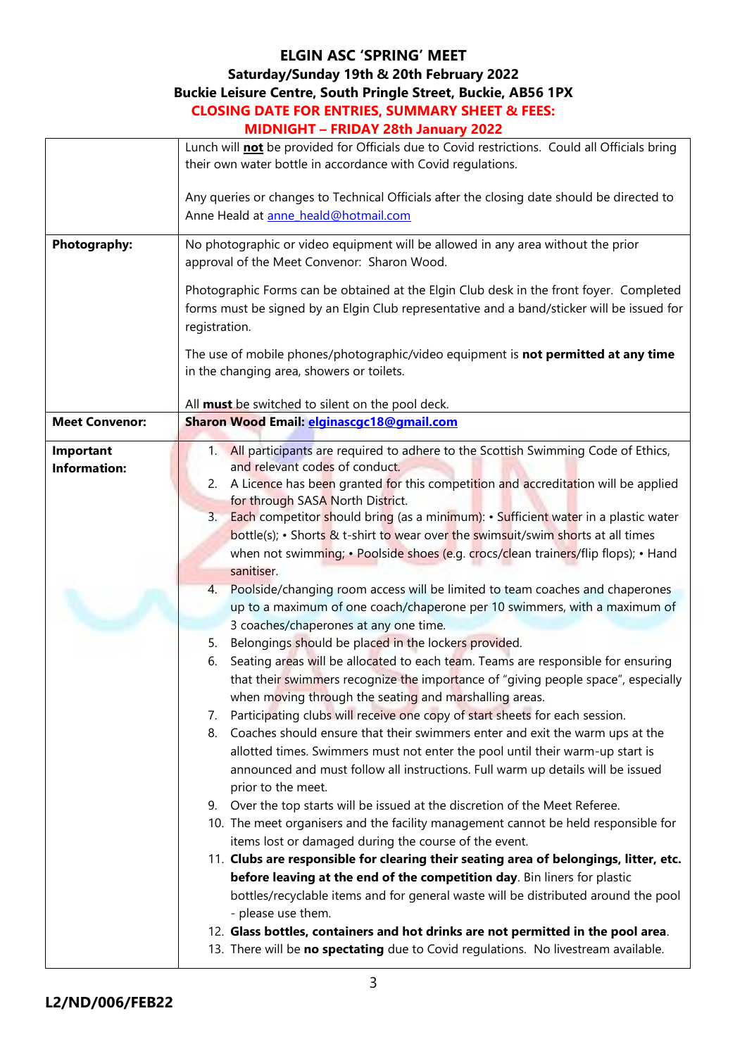**ELGIN ASC 'SPRING' MEET**
**Saturday/Sunday 19th & 20th February 2022**
**Buckie Leisure Centre, South Pringle Street, Buckie, AB56 1PX**
**CLOSING DATE FOR ENTRIES, SUMMARY SHEET & FEES:**
**MIDNIGHT – FRIDAY 28th January 2022**

| | |
|---|---|
| | Lunch will **not** be provided for Officials due to Covid restrictions. Could all Officials bring their own water bottle in accordance with Covid regulations.<br><br>Any queries or changes to Technical Officials after the closing date should be directed to Anne Heald at anne_heald@hotmail.com |
| **Photography:** | No photographic or video equipment will be allowed in any area without the prior approval of the Meet Convenor: Sharon Wood.<br><br>Photographic Forms can be obtained at the Elgin Club desk in the front foyer. Completed forms must be signed by an Elgin Club representative and a band/sticker will be issued for registration.<br><br>The use of mobile phones/photographic/video equipment is **not permitted at any time** in the changing area, showers or toilets.<br><br>All **must** be switched to silent on the pool deck. |
| **Meet Convenor:** | **Sharon Wood Email: elginascgc18@gmail.com** |
| **Important Information:** | 1. All participants are required to adhere to the Scottish Swimming Code of Ethics, and relevant codes of conduct.<br>2. A Licence has been granted for this competition and accreditation will be applied for through SASA North District.<br>3. Each competitor should bring (as a minimum): • Sufficient water in a plastic water bottle(s); • Shorts & t-shirt to wear over the swimsuit/swim shorts at all times when not swimming; • Poolside shoes (e.g. crocs/clean trainers/flip flops); • Hand sanitiser.<br>4. Poolside/changing room access will be limited to team coaches and chaperones up to a maximum of one coach/chaperone per 10 swimmers, with a maximum of 3 coaches/chaperones at any one time.<br>5. Belongings should be placed in the lockers provided.<br>6. Seating areas will be allocated to each team. Teams are responsible for ensuring that their swimmers recognize the importance of "giving people space", especially when moving through the seating and marshalling areas.<br>7. Participating clubs will receive one copy of start sheets for each session.<br>8. Coaches should ensure that their swimmers enter and exit the warm ups at the allotted times. Swimmers must not enter the pool until their warm-up start is announced and must follow all instructions. Full warm up details will be issued prior to the meet.<br>9. Over the top starts will be issued at the discretion of the Meet Referee.<br>10. The meet organisers and the facility management cannot be held responsible for items lost or damaged during the course of the event.<br>11. **Clubs are responsible for clearing their seating area of belongings, litter, etc. before leaving at the end of the competition day**. Bin liners for plastic bottles/recyclable items and for general waste will be distributed around the pool - please use them.<br>12. **Glass bottles, containers and hot drinks are not permitted in the pool area**.<br>13. There will be **no spectating** due to Covid regulations. No livestream available. |

**L2/ND/006/FEB22**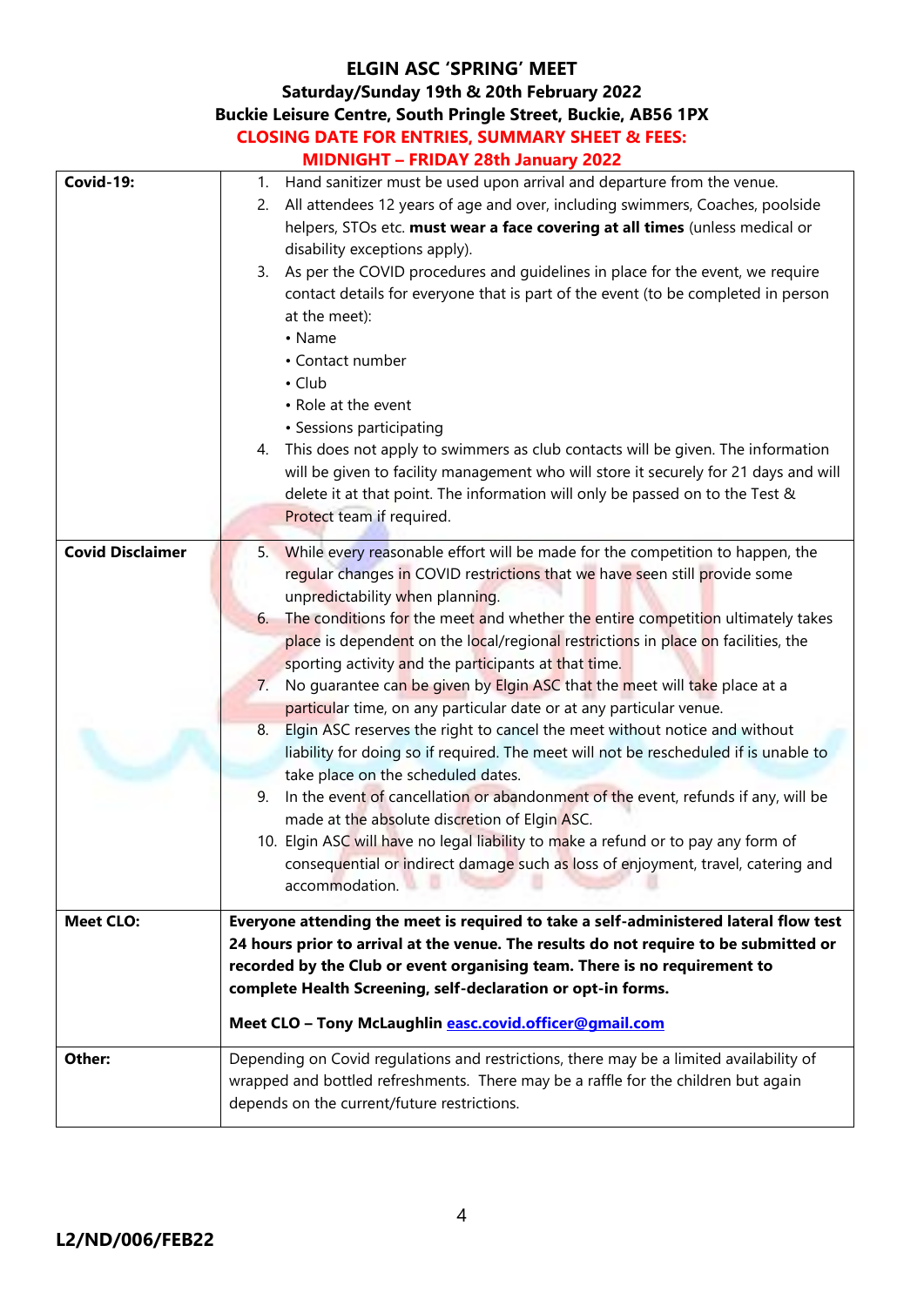**ELGIN ASC 'SPRING' MEET**
**Saturday/Sunday 19th & 20th February 2022**
**Buckie Leisure Centre, South Pringle Street, Buckie, AB56 1PX**
**CLOSING DATE FOR ENTRIES, SUMMARY SHEET & FEES:**
**MIDNIGHT – FRIDAY 28th January 2022**

| | |
|---|---|
| **Covid-19:** | 1. Hand sanitizer must be used upon arrival and departure from the venue.<br>2. All attendees 12 years of age and over, including swimmers, Coaches, poolside helpers, STOs etc. **must wear a face covering at all times** (unless medical or disability exceptions apply).<br>3. As per the COVID procedures and guidelines in place for the event, we require contact details for everyone that is part of the event (to be completed in person at the meet):<br>• Name<br>• Contact number<br>• Club<br>• Role at the event<br>• Sessions participating<br>4. This does not apply to swimmers as club contacts will be given. The information will be given to facility management who will store it securely for 21 days and will delete it at that point. The information will only be passed on to the Test & Protect team if required. |
| **Covid Disclaimer** | 5. While every reasonable effort will be made for the competition to happen, the regular changes in COVID restrictions that we have seen still provide some unpredictability when planning.<br>6. The conditions for the meet and whether the entire competition ultimately takes place is dependent on the local/regional restrictions in place on facilities, the sporting activity and the participants at that time.<br>7. No guarantee can be given by Elgin ASC that the meet will take place at a particular time, on any particular date or at any particular venue.<br>8. Elgin ASC reserves the right to cancel the meet without notice and without liability for doing so if required. The meet will not be rescheduled if is unable to take place on the scheduled dates.<br>9. In the event of cancellation or abandonment of the event, refunds if any, will be made at the absolute discretion of Elgin ASC.<br>10. Elgin ASC will have no legal liability to make a refund or to pay any form of consequential or indirect damage such as loss of enjoyment, travel, catering and accommodation. |
| **Meet CLO:** | **Everyone attending the meet is required to take a self-administered lateral flow test 24 hours prior to arrival at the venue. The results do not require to be submitted or recorded by the Club or event organising team. There is no requirement to complete Health Screening, self-declaration or opt-in forms.**<br><br>**Meet CLO – Tony McLaughlin easc.covid.officer@gmail.com** |
| **Other:** | Depending on Covid regulations and restrictions, there may be a limited availability of wrapped and bottled refreshments. There may be a raffle for the children but again depends on the current/future restrictions. |

**L2/ND/006/FEB22**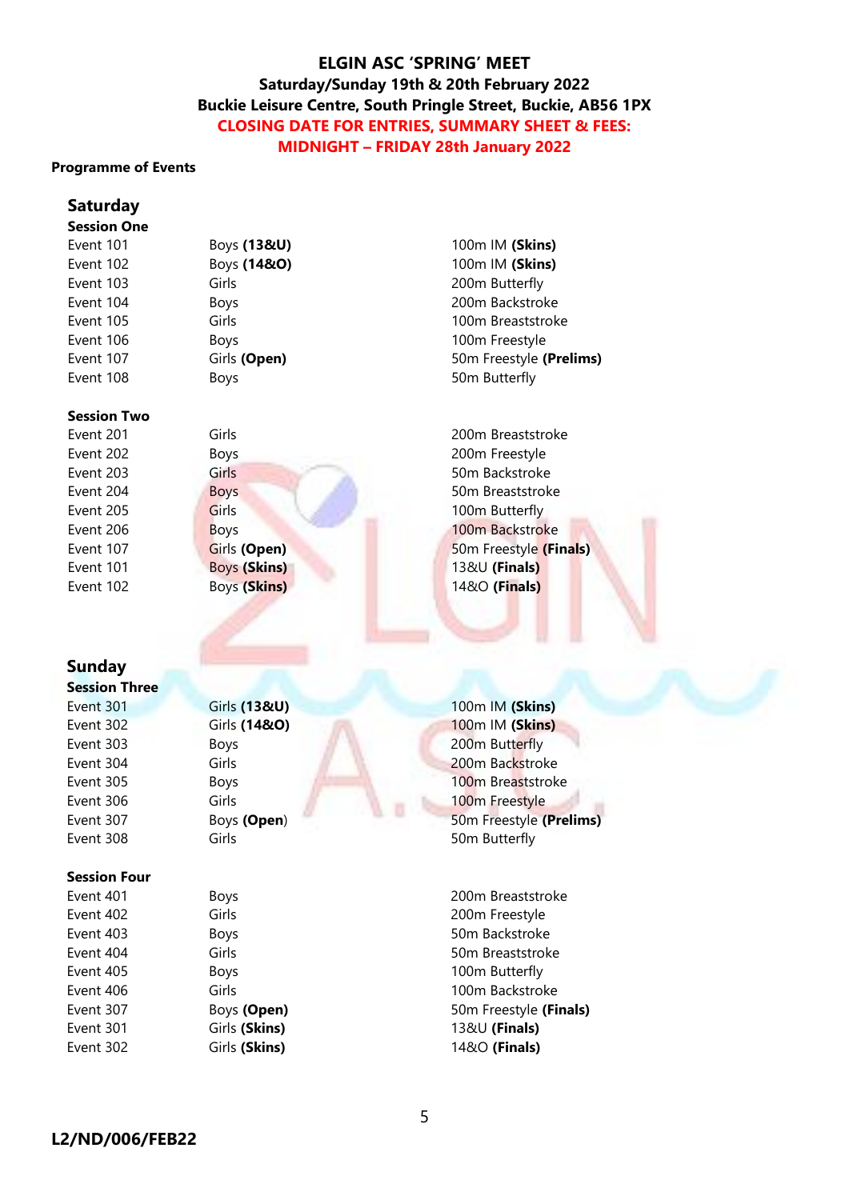# ELGIN ASC 'SPRING' MEET

**Saturday/Sunday 19th & 20th February 2022**

**Buckie Leisure Centre, South Pringle Street, Buckie, AB56 1PX**

**CLOSING DATE FOR ENTRIES, SUMMARY SHEET & FEES:**

**MIDNIGHT – FRIDAY 28th January 2022**

**Programme of Events**

## Saturday

### Session One

| | | |
|---|---|---|
| Event 101 | Boys **(13&U)** | 100m IM **(Skins)** |
| Event 102 | Boys **(14&O)** | 100m IM **(Skins)** |
| Event 103 | Girls | 200m Butterfly |
| Event 104 | Boys | 200m Backstroke |
| Event 105 | Girls | 100m Breaststroke |
| Event 106 | Boys | 100m Freestyle |
| Event 107 | Girls **(Open)** | 50m Freestyle **(Prelims)** |
| Event 108 | Boys | 50m Butterfly |

### Session Two

| | | |
|---|---|---|
| Event 201 | Girls | 200m Breaststroke |
| Event 202 | Boys | 200m Freestyle |
| Event 203 | Girls | 50m Backstroke |
| Event 204 | Boys | 50m Breaststroke |
| Event 205 | Girls | 100m Butterfly |
| Event 206 | Boys | 100m Backstroke |
| Event 107 | Girls **(Open)** | 50m Freestyle **(Finals)** |
| Event 101 | Boys **(Skins)** | 13&U **(Finals)** |
| Event 102 | Boys **(Skins)** | 14&O **(Finals)** |

## Sunday

### Session Three

| | | |
|---|---|---|
| Event 301 | Girls **(13&U)** | 100m IM **(Skins)** |
| Event 302 | Girls **(14&O)** | 100m IM **(Skins)** |
| Event 303 | Boys | 200m Butterfly |
| Event 304 | Girls | 200m Backstroke |
| Event 305 | Boys | 100m Breaststroke |
| Event 306 | Girls | 100m Freestyle |
| Event 307 | Boys **(Open)** | 50m Freestyle **(Prelims)** |
| Event 308 | Girls | 50m Butterfly |

### Session Four

| | | |
|---|---|---|
| Event 401 | Boys | 200m Breaststroke |
| Event 402 | Girls | 200m Freestyle |
| Event 403 | Boys | 50m Backstroke |
| Event 404 | Girls | 50m Breaststroke |
| Event 405 | Boys | 100m Butterfly |
| Event 406 | Girls | 100m Backstroke |
| Event 307 | Boys **(Open)** | 50m Freestyle **(Finals)** |
| Event 301 | Girls **(Skins)** | 13&U **(Finals)** |
| Event 302 | Girls **(Skins)** | 14&O **(Finals)** |

**L2/ND/006/FEB22**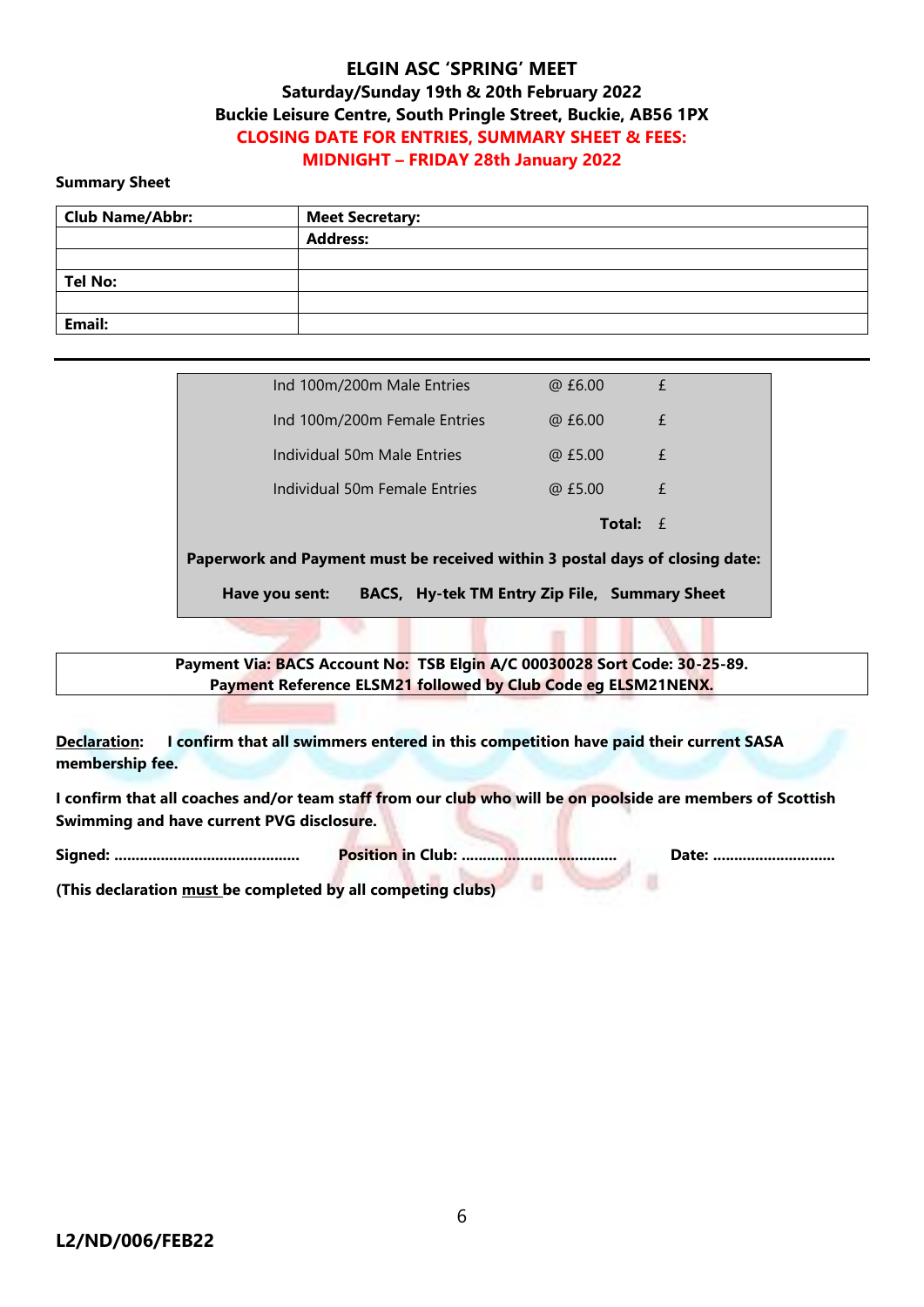**ELGIN ASC 'SPRING' MEET**
**Saturday/Sunday 19th & 20th February 2022**
**Buckie Leisure Centre, South Pringle Street, Buckie, AB56 1PX**
**CLOSING DATE FOR ENTRIES, SUMMARY SHEET & FEES:**
**MIDNIGHT – FRIDAY 28th January 2022**

**Summary Sheet**

| **Club Name/Abbr:** | **Meet Secretary:** |
|---|---|
| | **Address:** |
| | |
| **Tel No:** | |
| | |
| **Email:** | |

---

| | | |
|---|---|---|
| Ind 100m/200m Male Entries | @ £6.00 | £ |
| Ind 100m/200m Female Entries | @ £6.00 | £ |
| Individual 50m Male Entries | @ £5.00 | £ |
| Individual 50m Female Entries | @ £5.00 | £ |
| | **Total:** | £ |

**Paperwork and Payment must be received within 3 postal days of closing date:**

**Have you sent: BACS, Hy-tek TM Entry Zip File, Summary Sheet**

**Payment Via: BACS Account No: TSB Elgin A/C 00030028 Sort Code: 30-25-89.**
**Payment Reference ELSM21 followed by Club Code eg ELSM21NENX.**

**Declaration:** **I confirm that all swimmers entered in this competition have paid their current SASA membership fee.**

**I confirm that all coaches and/or team staff from our club who will be on poolside are members of Scottish Swimming and have current PVG disclosure.**

**Signed: ……………………………………… Position in Club: ……………………………… Date: ………………………**

**(This declaration must be completed by all competing clubs)**

**L2/ND/006/FEB22**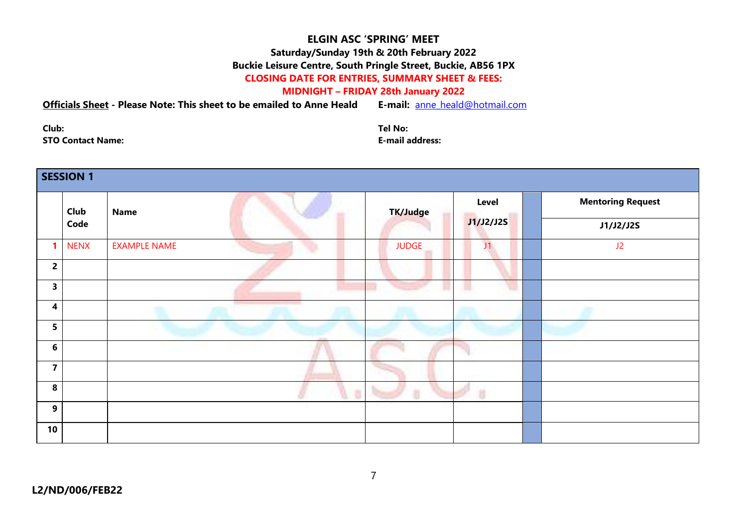**ELGIN ASC 'SPRING' MEET**
**Saturday/Sunday 19th & 20th February 2022**
**Buckie Leisure Centre, South Pringle Street, Buckie, AB56 1PX**
**CLOSING DATE FOR ENTRIES, SUMMARY SHEET & FEES:**
**MIDNIGHT – FRIDAY 28th January 2022**

**Officials Sheet - Please Note: This sheet to be emailed to Anne Heald** **E-mail:** anne_heald@hotmail.com

**Club:** **Tel No:**
**STO Contact Name:** **E-mail address:**

| SESSION 1 | | | | | | |
|---|---|---|---|---|---|---|
| | **Club Code** | **Name** | **TK/Judge** | **Level J1/J2/J2S** | | **Mentoring Request J1/J2/J2S** |
| **1** | NENX | EXAMPLE NAME | JUDGE | J1 | | J2 |
| **2** | | | | | | |
| **3** | | | | | | |
| **4** | | | | | | |
| **5** | | | | | | |
| **6** | | | | | | |
| **7** | | | | | | |
| **8** | | | | | | |
| **9** | | | | | | |
| **10** | | | | | | |

**L2/ND/006/FEB22**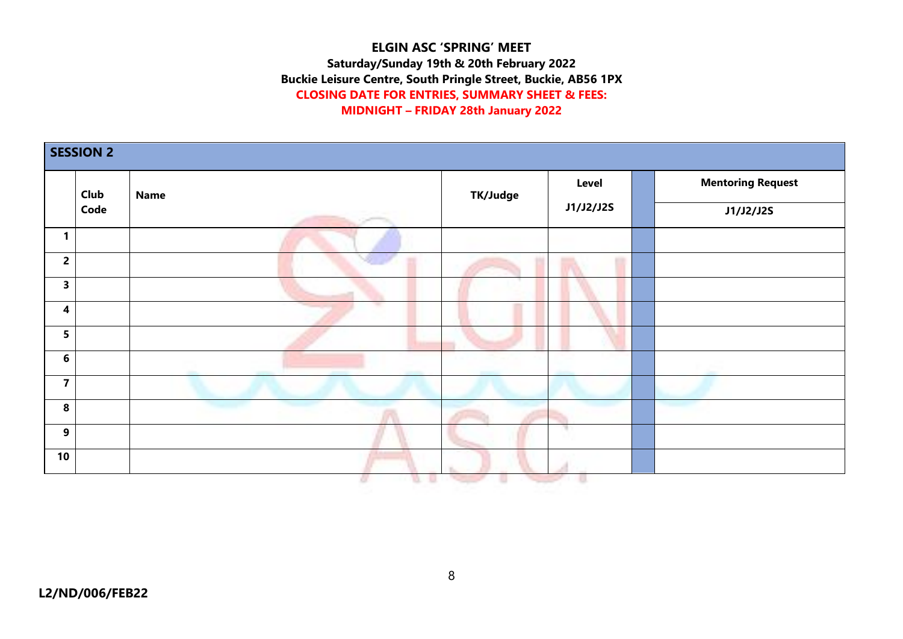**ELGIN ASC 'SPRING' MEET**
**Saturday/Sunday 19th & 20th February 2022**
**Buckie Leisure Centre, South Pringle Street, Buckie, AB56 1PX**
**CLOSING DATE FOR ENTRIES, SUMMARY SHEET & FEES:**
**MIDNIGHT – FRIDAY 28th January 2022**

| SESSION 2 | | | | | | |
|---|---|---|---|---|---|---|
| | **Club Code** | **Name** | **TK/Judge** | **Level J1/J2/J2S** | | **Mentoring Request J1/J2/J2S** |
| **1** | | | | | | |
| **2** | | | | | | |
| **3** | | | | | | |
| **4** | | | | | | |
| **5** | | | | | | |
| **6** | | | | | | |
| **7** | | | | | | |
| **8** | | | | | | |
| **9** | | | | | | |
| **10** | | | | | | |

**L2/ND/006/FEB22**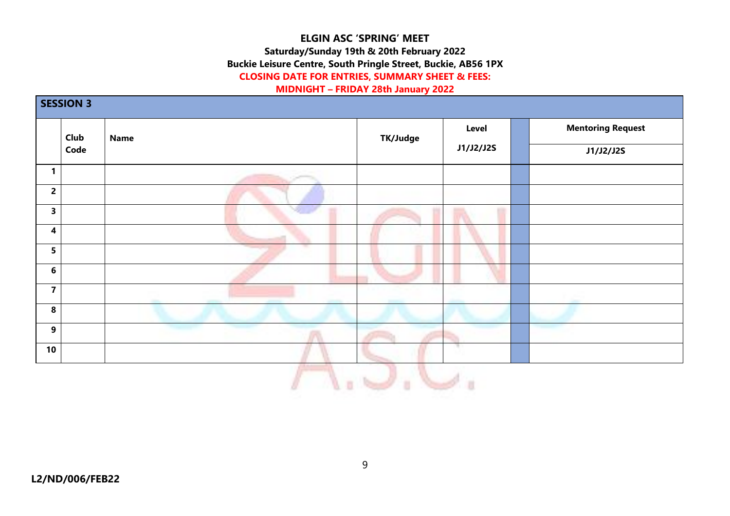**ELGIN ASC 'SPRING' MEET**

**Saturday/Sunday 19th & 20th February 2022**

**Buckie Leisure Centre, South Pringle Street, Buckie, AB56 1PX**

**CLOSING DATE FOR ENTRIES, SUMMARY SHEET & FEES:**

**MIDNIGHT – FRIDAY 28th January 2022**

| **SESSION 3** | | | | | | |
|---|---|---|---|---|---|---|
| | **Club Code** | **Name** | **TK/Judge** | **Level J1/J2/J2S** | | **Mentoring Request J1/J2/J2S** |
| **1** | | | | | | |
| **2** | | | | | | |
| **3** | | | | | | |
| **4** | | | | | | |
| **5** | | | | | | |
| **6** | | | | | | |
| **7** | | | | | | |
| **8** | | | | | | |
| **9** | | | | | | |
| **10** | | | | | | |

**L2/ND/006/FEB22**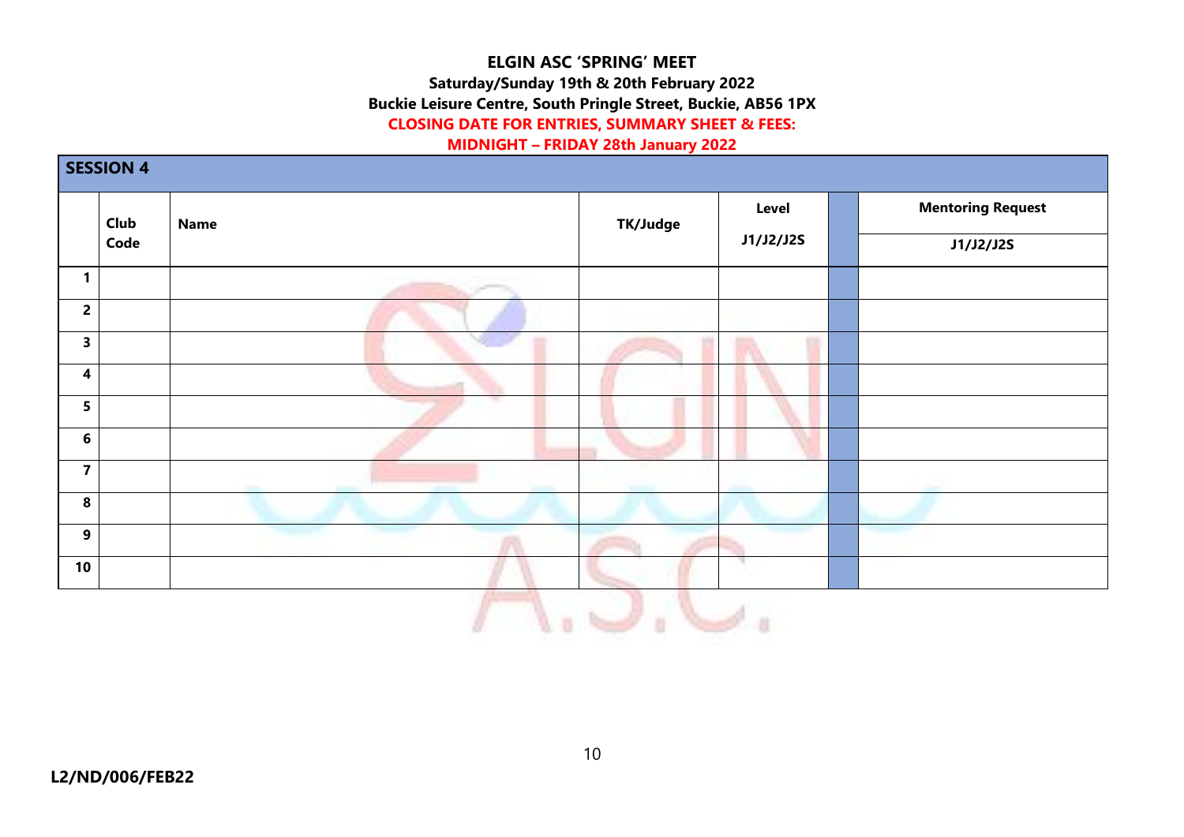**ELGIN ASC 'SPRING' MEET**

**Saturday/Sunday 19th & 20th February 2022**

**Buckie Leisure Centre, South Pringle Street, Buckie, AB56 1PX**

**CLOSING DATE FOR ENTRIES, SUMMARY SHEET & FEES:**

**MIDNIGHT – FRIDAY 28th January 2022**

**SESSION 4**

| | Club Code | Name | TK/Judge | Level J1/J2/J2S | | Mentoring Request J1/J2/J2S |
|---|---|---|---|---|---|---|
| 1 | | | | | | |
| 2 | | | | | | |
| 3 | | | | | | |
| 4 | | | | | | |
| 5 | | | | | | |
| 6 | | | | | | |
| 7 | | | | | | |
| 8 | | | | | | |
| 9 | | | | | | |
| 10 | | | | | | |

**L2/ND/006/FEB22**